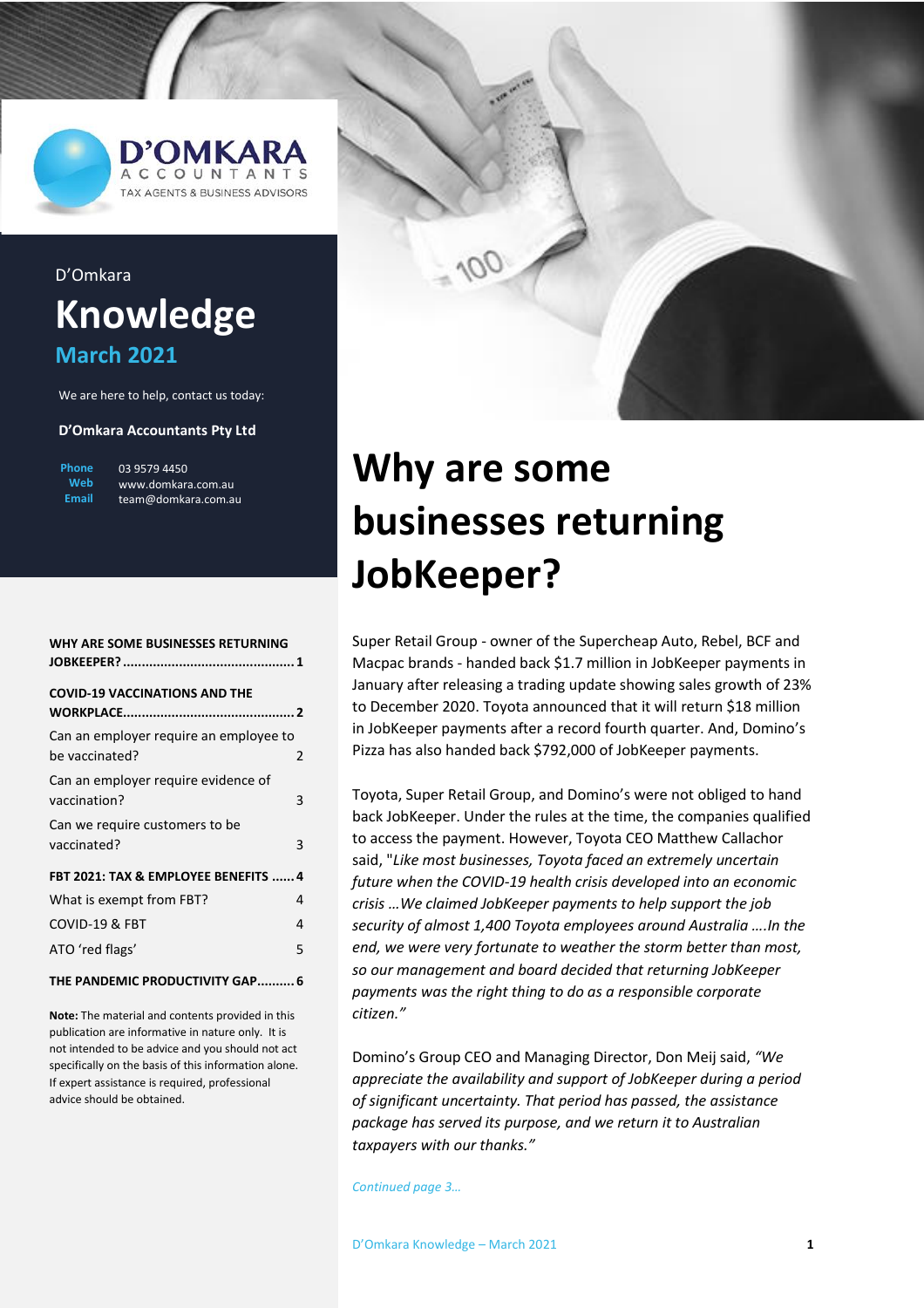D'OMKARA ACCOUNTANTS
TAX AGENTS & BUSINESS ADVISORS

D'Omkara

# Knowledge

## March 2021

We are here to help, contact us today:

**D'Omkara Accountants Pty Ltd**

**Phone** 03 9579 4450
**Web** www.domkara.com.au
**Email** team@domkara.com.au

**WHY ARE SOME BUSINESSES RETURNING JOBKEEPER?** ........ 1

**COVID-19 VACCINATIONS AND THE WORKPLACE** ........ 2

Can an employer require an employee to be vaccinated? 2

Can an employer require evidence of vaccination? 3

Can we require customers to be vaccinated? 3

**FBT 2021: TAX & EMPLOYEE BENEFITS** ...... 4

What is exempt from FBT? 4

COVID-19 & FBT 4

ATO 'red flags' 5

**THE PANDEMIC PRODUCTIVITY GAP**.......... 6

**Note:** The material and contents provided in this publication are informative in nature only. It is not intended to be advice and you should not act specifically on the basis of this information alone. If expert assistance is required, professional advice should be obtained.

# Why are some businesses returning JobKeeper?

Super Retail Group - owner of the Supercheap Auto, Rebel, BCF and Macpac brands - handed back $1.7 million in JobKeeper payments in January after releasing a trading update showing sales growth of 23% to December 2020. Toyota announced that it will return $18 million in JobKeeper payments after a record fourth quarter. And, Domino's Pizza has also handed back $792,000 of JobKeeper payments.

Toyota, Super Retail Group, and Domino's were not obliged to hand back JobKeeper. Under the rules at the time, the companies qualified to access the payment. However, Toyota CEO Matthew Callachor said, "*Like most businesses, Toyota faced an extremely uncertain future when the COVID-19 health crisis developed into an economic crisis …We claimed JobKeeper payments to help support the job security of almost 1,400 Toyota employees around Australia ….In the end, we were very fortunate to weather the storm better than most, so our management and board decided that returning JobKeeper payments was the right thing to do as a responsible corporate citizen."*

Domino's Group CEO and Managing Director, Don Meij said, *"We appreciate the availability and support of JobKeeper during a period of significant uncertainty. That period has passed, the assistance package has served its purpose, and we return it to Australian taxpayers with our thanks."*

*Continued page 3…*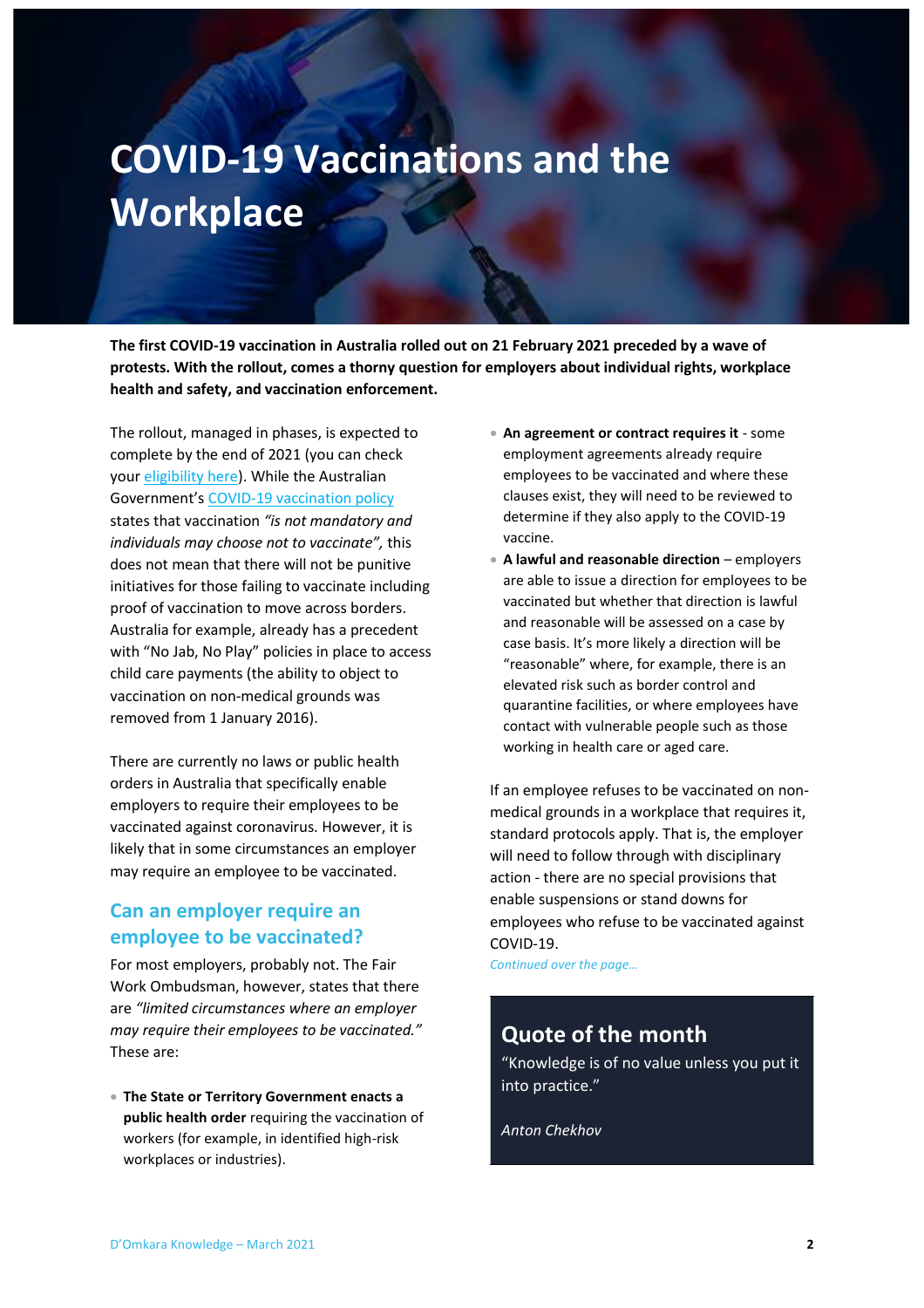# COVID-19 Vaccinations and the Workplace

**The first COVID-19 vaccination in Australia rolled out on 21 February 2021 preceded by a wave of protests. With the rollout, comes a thorny question for employers about individual rights, workplace health and safety, and vaccination enforcement.**

The rollout, managed in phases, is expected to complete by the end of 2021 (you can check your eligibility here). While the Australian Government's COVID-19 vaccination policy states that vaccination *"is not mandatory and individuals may choose not to vaccinate",* this does not mean that there will not be punitive initiatives for those failing to vaccinate including proof of vaccination to move across borders. Australia for example, already has a precedent with "No Jab, No Play" policies in place to access child care payments (the ability to object to vaccination on non-medical grounds was removed from 1 January 2016).

There are currently no laws or public health orders in Australia that specifically enable employers to require their employees to be vaccinated against coronavirus. However, it is likely that in some circumstances an employer may require an employee to be vaccinated.

## Can an employer require an employee to be vaccinated?

For most employers, probably not. The Fair Work Ombudsman, however, states that there are *"limited circumstances where an employer may require their employees to be vaccinated."* These are:

- **The State or Territory Government enacts a public health order** requiring the vaccination of workers (for example, in identified high-risk workplaces or industries).
- **An agreement or contract requires it** - some employment agreements already require employees to be vaccinated and where these clauses exist, they will need to be reviewed to determine if they also apply to the COVID-19 vaccine.
- **A lawful and reasonable direction** – employers are able to issue a direction for employees to be vaccinated but whether that direction is lawful and reasonable will be assessed on a case by case basis. It's more likely a direction will be "reasonable" where, for example, there is an elevated risk such as border control and quarantine facilities, or where employees have contact with vulnerable people such as those working in health care or aged care.

If an employee refuses to be vaccinated on non-medical grounds in a workplace that requires it, standard protocols apply. That is, the employer will need to follow through with disciplinary action - there are no special provisions that enable suspensions or stand downs for employees who refuse to be vaccinated against COVID-19.

*Continued over the page…*

## Quote of the month

"Knowledge is of no value unless you put it into practice."

*Anton Chekhov*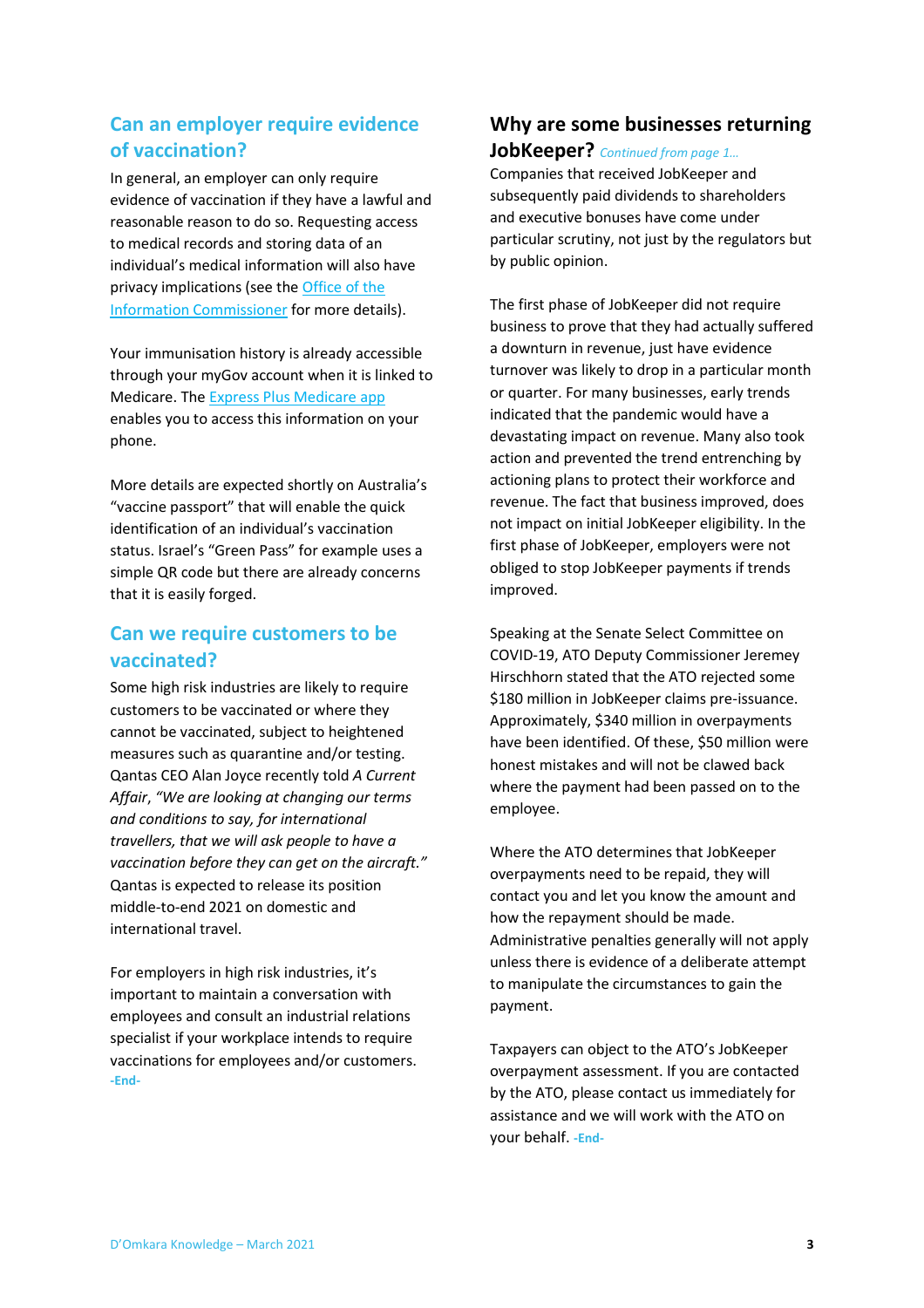## Can an employer require evidence of vaccination?

In general, an employer can only require evidence of vaccination if they have a lawful and reasonable reason to do so. Requesting access to medical records and storing data of an individual's medical information will also have privacy implications (see the Office of the Information Commissioner for more details).

Your immunisation history is already accessible through your myGov account when it is linked to Medicare. The Express Plus Medicare app enables you to access this information on your phone.

More details are expected shortly on Australia's "vaccine passport" that will enable the quick identification of an individual's vaccination status. Israel's "Green Pass" for example uses a simple QR code but there are already concerns that it is easily forged.

## Can we require customers to be vaccinated?

Some high risk industries are likely to require customers to be vaccinated or where they cannot be vaccinated, subject to heightened measures such as quarantine and/or testing. Qantas CEO Alan Joyce recently told *A Current Affair*, *"We are looking at changing our terms and conditions to say, for international travellers, that we will ask people to have a vaccination before they can get on the aircraft."* Qantas is expected to release its position middle-to-end 2021 on domestic and international travel.

For employers in high risk industries, it's important to maintain a conversation with employees and consult an industrial relations specialist if your workplace intends to require vaccinations for employees and/or customers. **-End-**

## Why are some businesses returning JobKeeper? *Continued from page 1…*

Companies that received JobKeeper and subsequently paid dividends to shareholders and executive bonuses have come under particular scrutiny, not just by the regulators but by public opinion.

The first phase of JobKeeper did not require business to prove that they had actually suffered a downturn in revenue, just have evidence turnover was likely to drop in a particular month or quarter. For many businesses, early trends indicated that the pandemic would have a devastating impact on revenue. Many also took action and prevented the trend entrenching by actioning plans to protect their workforce and revenue. The fact that business improved, does not impact on initial JobKeeper eligibility. In the first phase of JobKeeper, employers were not obliged to stop JobKeeper payments if trends improved.

Speaking at the Senate Select Committee on COVID-19, ATO Deputy Commissioner Jeremey Hirschhorn stated that the ATO rejected some $180 million in JobKeeper claims pre-issuance. Approximately, $340 million in overpayments have been identified. Of these, $50 million were honest mistakes and will not be clawed back where the payment had been passed on to the employee.

Where the ATO determines that JobKeeper overpayments need to be repaid, they will contact you and let you know the amount and how the repayment should be made. Administrative penalties generally will not apply unless there is evidence of a deliberate attempt to manipulate the circumstances to gain the payment.

Taxpayers can object to the ATO's JobKeeper overpayment assessment. If you are contacted by the ATO, please contact us immediately for assistance and we will work with the ATO on your behalf. **-End-**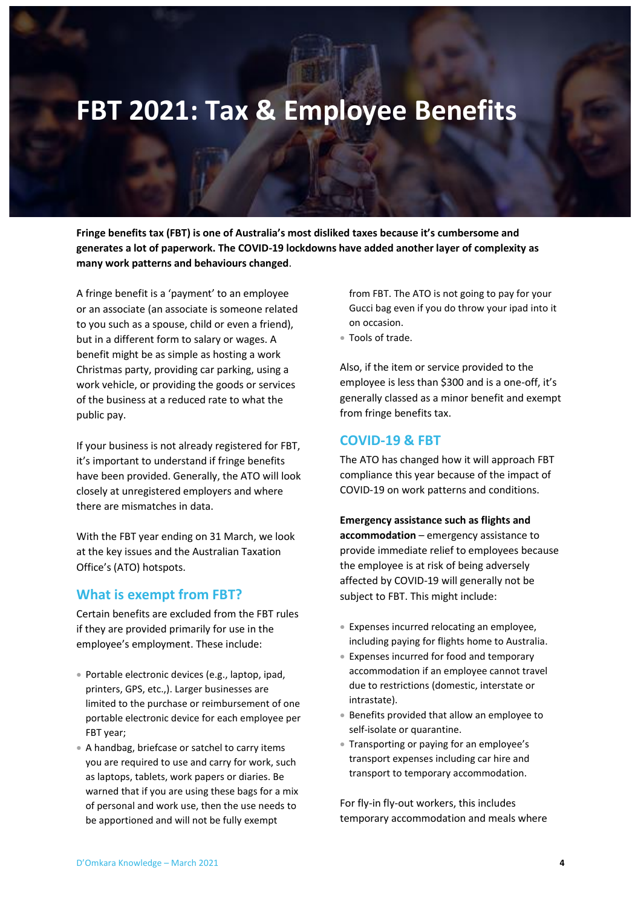# FBT 2021: Tax & Employee Benefits

**Fringe benefits tax (FBT) is one of Australia's most disliked taxes because it's cumbersome and generates a lot of paperwork. The COVID-19 lockdowns have added another layer of complexity as many work patterns and behaviours changed**.

A fringe benefit is a 'payment' to an employee or an associate (an associate is someone related to you such as a spouse, child or even a friend), but in a different form to salary or wages. A benefit might be as simple as hosting a work Christmas party, providing car parking, using a work vehicle, or providing the goods or services of the business at a reduced rate to what the public pay.

If your business is not already registered for FBT, it's important to understand if fringe benefits have been provided. Generally, the ATO will look closely at unregistered employers and where there are mismatches in data.

With the FBT year ending on 31 March, we look at the key issues and the Australian Taxation Office's (ATO) hotspots.

## What is exempt from FBT?

Certain benefits are excluded from the FBT rules if they are provided primarily for use in the employee's employment. These include:

- Portable electronic devices (e.g., laptop, ipad, printers, GPS, etc.,). Larger businesses are limited to the purchase or reimbursement of one portable electronic device for each employee per FBT year;
- A handbag, briefcase or satchel to carry items you are required to use and carry for work, such as laptops, tablets, work papers or diaries. Be warned that if you are using these bags for a mix of personal and work use, then the use needs to be apportioned and will not be fully exempt from FBT. The ATO is not going to pay for your Gucci bag even if you do throw your ipad into it on occasion.
- Tools of trade.

Also, if the item or service provided to the employee is less than $300 and is a one-off, it's generally classed as a minor benefit and exempt from fringe benefits tax.

## COVID-19 & FBT

The ATO has changed how it will approach FBT compliance this year because of the impact of COVID-19 on work patterns and conditions.

**Emergency assistance such as flights and accommodation** – emergency assistance to provide immediate relief to employees because the employee is at risk of being adversely affected by COVID-19 will generally not be subject to FBT. This might include:

- Expenses incurred relocating an employee, including paying for flights home to Australia.
- Expenses incurred for food and temporary accommodation if an employee cannot travel due to restrictions (domestic, interstate or intrastate).
- Benefits provided that allow an employee to self-isolate or quarantine.
- Transporting or paying for an employee's transport expenses including car hire and transport to temporary accommodation.

For fly-in fly-out workers, this includes temporary accommodation and meals where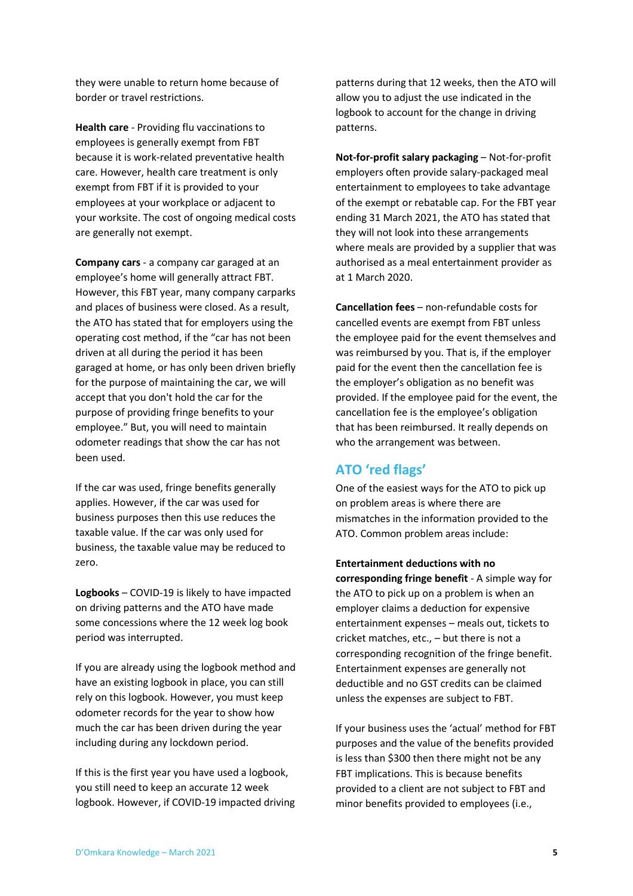they were unable to return home because of border or travel restrictions.

**Health care** - Providing flu vaccinations to employees is generally exempt from FBT because it is work-related preventative health care. However, health care treatment is only exempt from FBT if it is provided to your employees at your workplace or adjacent to your worksite. The cost of ongoing medical costs are generally not exempt.

**Company cars** - a company car garaged at an employee's home will generally attract FBT. However, this FBT year, many company carparks and places of business were closed. As a result, the ATO has stated that for employers using the operating cost method, if the "car has not been driven at all during the period it has been garaged at home, or has only been driven briefly for the purpose of maintaining the car, we will accept that you don't hold the car for the purpose of providing fringe benefits to your employee." But, you will need to maintain odometer readings that show the car has not been used.

If the car was used, fringe benefits generally applies. However, if the car was used for business purposes then this use reduces the taxable value. If the car was only used for business, the taxable value may be reduced to zero.

**Logbooks** – COVID-19 is likely to have impacted on driving patterns and the ATO have made some concessions where the 12 week log book period was interrupted.

If you are already using the logbook method and have an existing logbook in place, you can still rely on this logbook. However, you must keep odometer records for the year to show how much the car has been driven during the year including during any lockdown period.

If this is the first year you have used a logbook, you still need to keep an accurate 12 week logbook. However, if COVID-19 impacted driving patterns during that 12 weeks, then the ATO will allow you to adjust the use indicated in the logbook to account for the change in driving patterns.

**Not-for-profit salary packaging** – Not-for-profit employers often provide salary-packaged meal entertainment to employees to take advantage of the exempt or rebatable cap. For the FBT year ending 31 March 2021, the ATO has stated that they will not look into these arrangements where meals are provided by a supplier that was authorised as a meal entertainment provider as at 1 March 2020.

**Cancellation fees** – non-refundable costs for cancelled events are exempt from FBT unless the employee paid for the event themselves and was reimbursed by you. That is, if the employer paid for the event then the cancellation fee is the employer's obligation as no benefit was provided. If the employee paid for the event, the cancellation fee is the employee's obligation that has been reimbursed. It really depends on who the arrangement was between.

## ATO 'red flags'

One of the easiest ways for the ATO to pick up on problem areas is where there are mismatches in the information provided to the ATO. Common problem areas include:

**Entertainment deductions with no corresponding fringe benefit** - A simple way for the ATO to pick up on a problem is when an employer claims a deduction for expensive entertainment expenses – meals out, tickets to cricket matches, etc., – but there is not a corresponding recognition of the fringe benefit. Entertainment expenses are generally not deductible and no GST credits can be claimed unless the expenses are subject to FBT.

If your business uses the 'actual' method for FBT purposes and the value of the benefits provided is less than $300 then there might not be any FBT implications. This is because benefits provided to a client are not subject to FBT and minor benefits provided to employees (i.e.,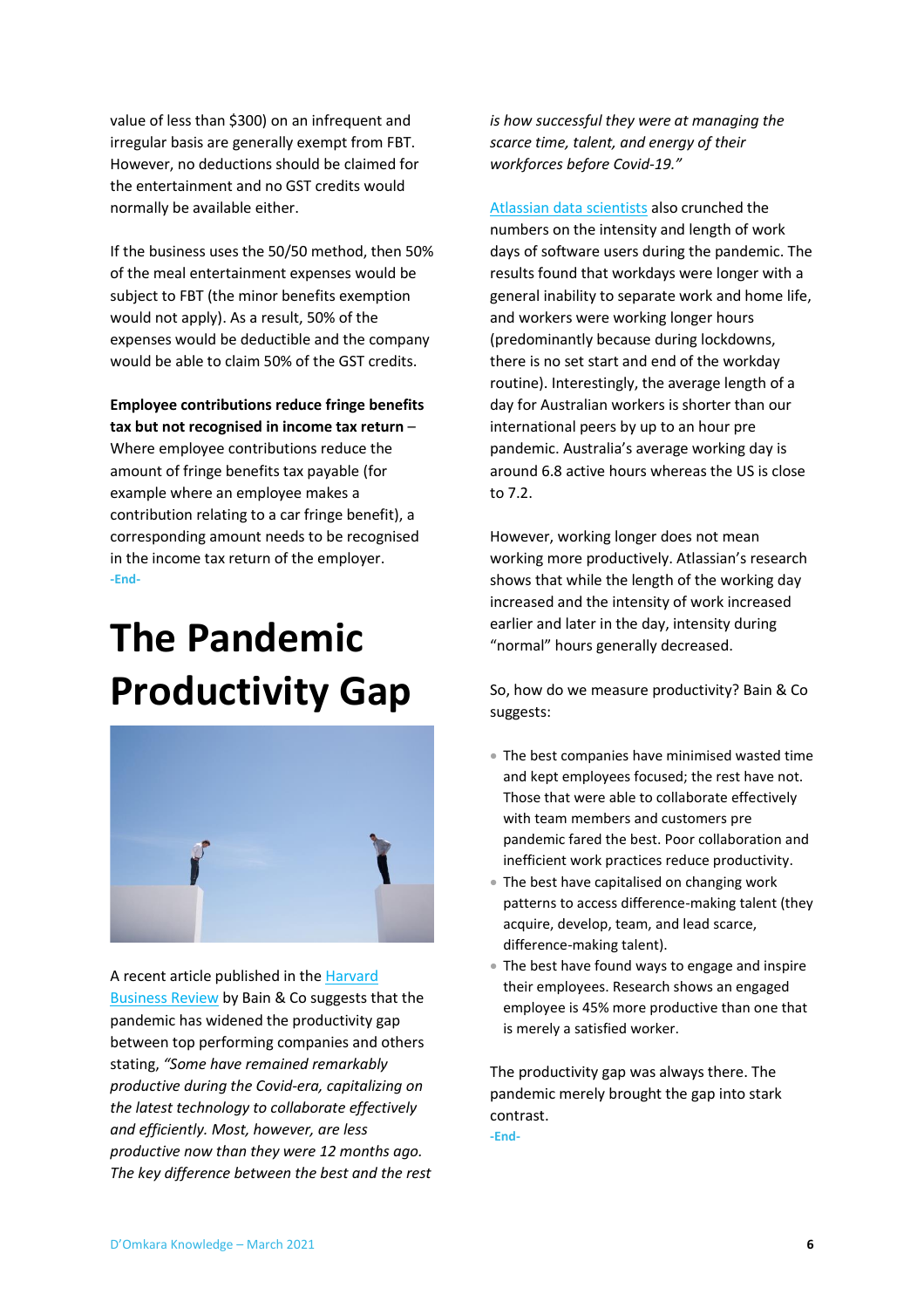value of less than $300) on an infrequent and irregular basis are generally exempt from FBT. However, no deductions should be claimed for the entertainment and no GST credits would normally be available either.

If the business uses the 50/50 method, then 50% of the meal entertainment expenses would be subject to FBT (the minor benefits exemption would not apply). As a result, 50% of the expenses would be deductible and the company would be able to claim 50% of the GST credits.

**Employee contributions reduce fringe benefits tax but not recognised in income tax return** – Where employee contributions reduce the amount of fringe benefits tax payable (for example where an employee makes a contribution relating to a car fringe benefit), a corresponding amount needs to be recognised in the income tax return of the employer.

-End-

# The Pandemic Productivity Gap

A recent article published in the Harvard Business Review by Bain & Co suggests that the pandemic has widened the productivity gap between top performing companies and others stating, *"Some have remained remarkably productive during the Covid-era, capitalizing on the latest technology to collaborate effectively and efficiently. Most, however, are less productive now than they were 12 months ago. The key difference between the best and the rest is how successful they were at managing the scarce time, talent, and energy of their workforces before Covid-19."*

Atlassian data scientists also crunched the numbers on the intensity and length of work days of software users during the pandemic. The results found that workdays were longer with a general inability to separate work and home life, and workers were working longer hours (predominantly because during lockdowns, there is no set start and end of the workday routine). Interestingly, the average length of a day for Australian workers is shorter than our international peers by up to an hour pre pandemic. Australia's average working day is around 6.8 active hours whereas the US is close to 7.2.

However, working longer does not mean working more productively. Atlassian's research shows that while the length of the working day increased and the intensity of work increased earlier and later in the day, intensity during "normal" hours generally decreased.

So, how do we measure productivity? Bain & Co suggests:

- The best companies have minimised wasted time and kept employees focused; the rest have not. Those that were able to collaborate effectively with team members and customers pre pandemic fared the best. Poor collaboration and inefficient work practices reduce productivity.
- The best have capitalised on changing work patterns to access difference-making talent (they acquire, develop, team, and lead scarce, difference-making talent).
- The best have found ways to engage and inspire their employees. Research shows an engaged employee is 45% more productive than one that is merely a satisfied worker.

The productivity gap was always there. The pandemic merely brought the gap into stark contrast.

-End-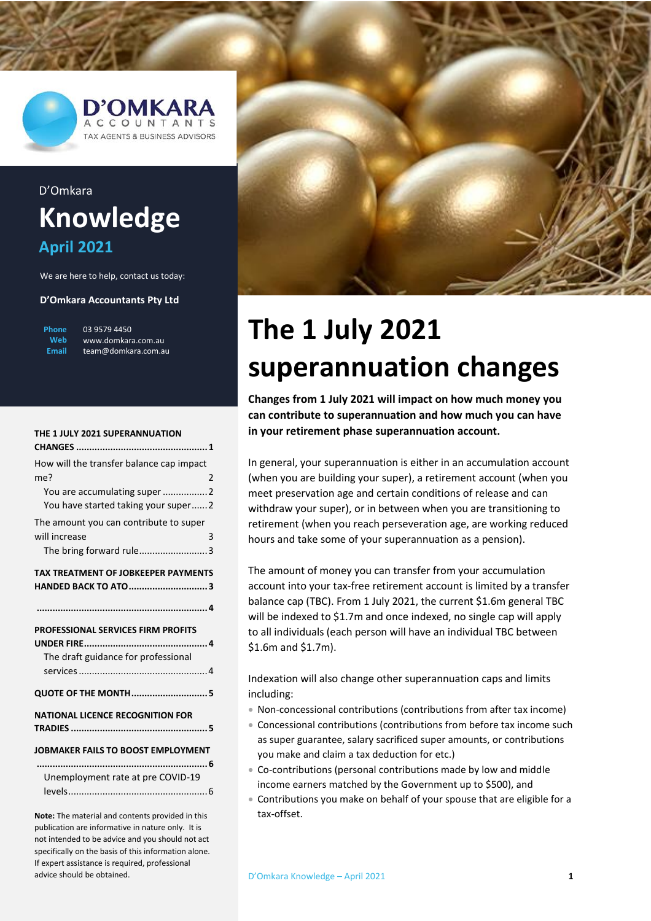D'OMKARA ACCOUNTANTS
TAX AGENTS & BUSINESS ADVISORS

D'Omkara

# Knowledge

## April 2021

We are here to help, contact us today:

**D'Omkara Accountants Pty Ltd**

**Phone** 03 9579 4450
**Web** www.domkara.com.au
**Email** team@domkara.com.au

**THE 1 JULY 2021 SUPERANNUATION CHANGES** .......... 1

How will the transfer balance cap impact me? .......... 2

You are accumulating super .......... 2

You have started taking your super .......... 2

The amount you can contribute to super will increase .......... 3

The bring forward rule .......... 3

**TAX TREATMENT OF JOBKEEPER PAYMENTS HANDED BACK TO ATO** .......... 3

.......... 4

**PROFESSIONAL SERVICES FIRM PROFITS UNDER FIRE** .......... 4

The draft guidance for professional services .......... 4

**QUOTE OF THE MONTH** .......... 5

**NATIONAL LICENCE RECOGNITION FOR TRADIES** .......... 5

**JOBMAKER FAILS TO BOOST EMPLOYMENT** .......... 6

Unemployment rate at pre COVID-19 levels .......... 6

**Note:** The material and contents provided in this publication are informative in nature only. It is not intended to be advice and you should not act specifically on the basis of this information alone. If expert assistance is required, professional advice should be obtained.

# The 1 July 2021 superannuation changes

**Changes from 1 July 2021 will impact on how much money you can contribute to superannuation and how much you can have in your retirement phase superannuation account.**

In general, your superannuation is either in an accumulation account (when you are building your super), a retirement account (when you meet preservation age and certain conditions of release and can withdraw your super), or in between when you are transitioning to retirement (when you reach perseveration age, are working reduced hours and take some of your superannuation as a pension).

The amount of money you can transfer from your accumulation account into your tax-free retirement account is limited by a transfer balance cap (TBC). From 1 July 2021, the current $1.6m general TBC will be indexed to $1.7m and once indexed, no single cap will apply to all individuals (each person will have an individual TBC between $1.6m and $1.7m).

Indexation will also change other superannuation caps and limits including:

- Non-concessional contributions (contributions from after tax income)
- Concessional contributions (contributions from before tax income such as super guarantee, salary sacrificed super amounts, or contributions you make and claim a tax deduction for etc.)
- Co-contributions (personal contributions made by low and middle income earners matched by the Government up to $500), and
- Contributions you make on behalf of your spouse that are eligible for a tax-offset.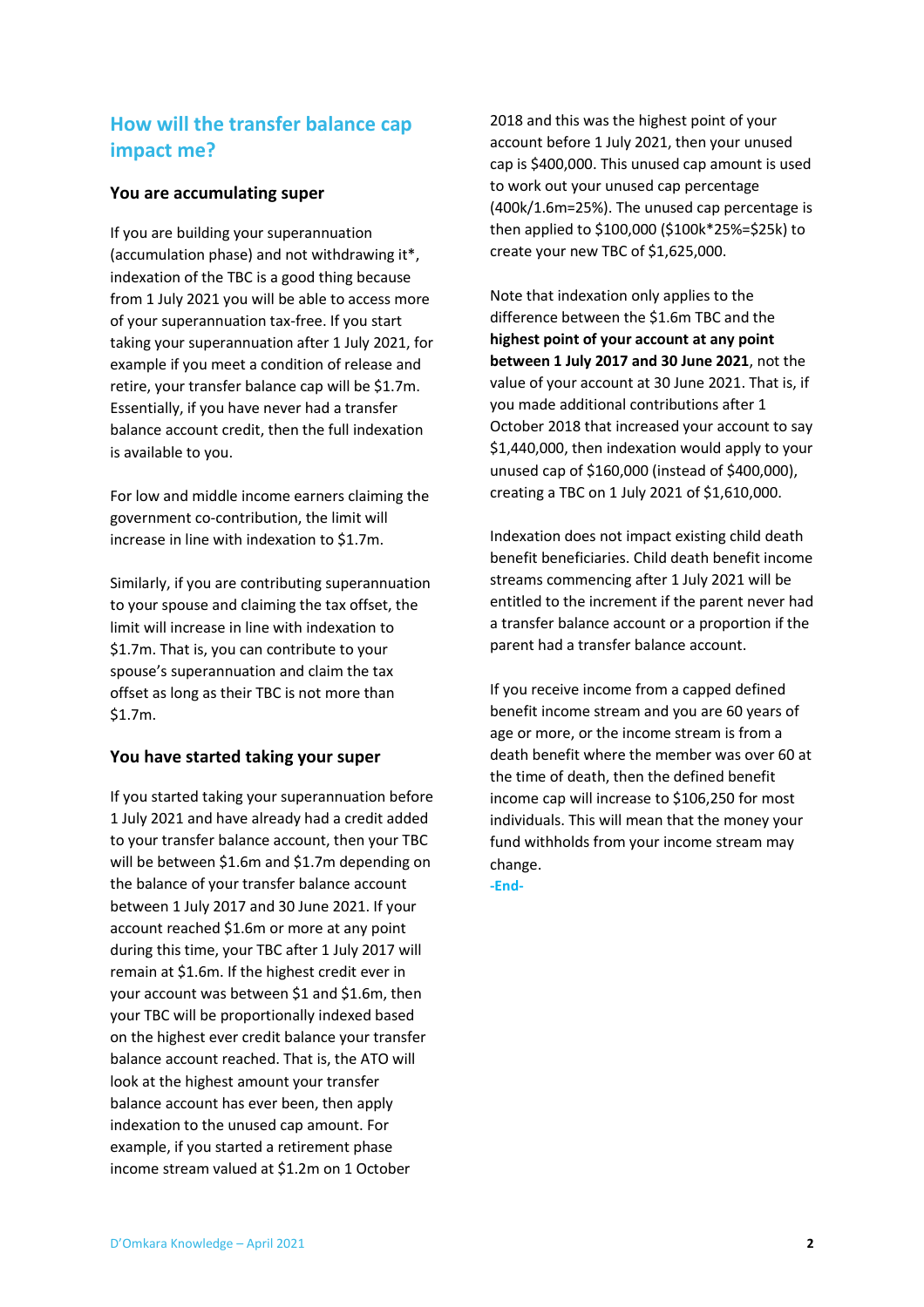## How will the transfer balance cap impact me?

### You are accumulating super

If you are building your superannuation (accumulation phase) and not withdrawing it*, indexation of the TBC is a good thing because from 1 July 2021 you will be able to access more of your superannuation tax-free. If you start taking your superannuation after 1 July 2021, for example if you meet a condition of release and retire, your transfer balance cap will be $1.7m. Essentially, if you have never had a transfer balance account credit, then the full indexation is available to you.

For low and middle income earners claiming the government co-contribution, the limit will increase in line with indexation to $1.7m.

Similarly, if you are contributing superannuation to your spouse and claiming the tax offset, the limit will increase in line with indexation to $1.7m. That is, you can contribute to your spouse's superannuation and claim the tax offset as long as their TBC is not more than $1.7m.

### You have started taking your super

If you started taking your superannuation before 1 July 2021 and have already had a credit added to your transfer balance account, then your TBC will be between $1.6m and $1.7m depending on the balance of your transfer balance account between 1 July 2017 and 30 June 2021. If your account reached $1.6m or more at any point during this time, your TBC after 1 July 2017 will remain at $1.6m. If the highest credit ever in your account was between $1 and $1.6m, then your TBC will be proportionally indexed based on the highest ever credit balance your transfer balance account reached. That is, the ATO will look at the highest amount your transfer balance account has ever been, then apply indexation to the unused cap amount. For example, if you started a retirement phase income stream valued at $1.2m on 1 October 2018 and this was the highest point of your account before 1 July 2021, then your unused cap is $400,000. This unused cap amount is used to work out your unused cap percentage (400k/1.6m=25%). The unused cap percentage is then applied to $100,000 ($100k*25%=$25k) to create your new TBC of $1,625,000.

Note that indexation only applies to the difference between the $1.6m TBC and the **highest point of your account at any point between 1 July 2017 and 30 June 2021**, not the value of your account at 30 June 2021. That is, if you made additional contributions after 1 October 2018 that increased your account to say $1,440,000, then indexation would apply to your unused cap of $160,000 (instead of $400,000), creating a TBC on 1 July 2021 of $1,610,000.

Indexation does not impact existing child death benefit beneficiaries. Child death benefit income streams commencing after 1 July 2021 will be entitled to the increment if the parent never had a transfer balance account or a proportion if the parent had a transfer balance account.

If you receive income from a capped defined benefit income stream and you are 60 years of age or more, or the income stream is from a death benefit where the member was over 60 at the time of death, then the defined benefit income cap will increase to $106,250 for most individuals. This will mean that the money your fund withholds from your income stream may change.

**-End-**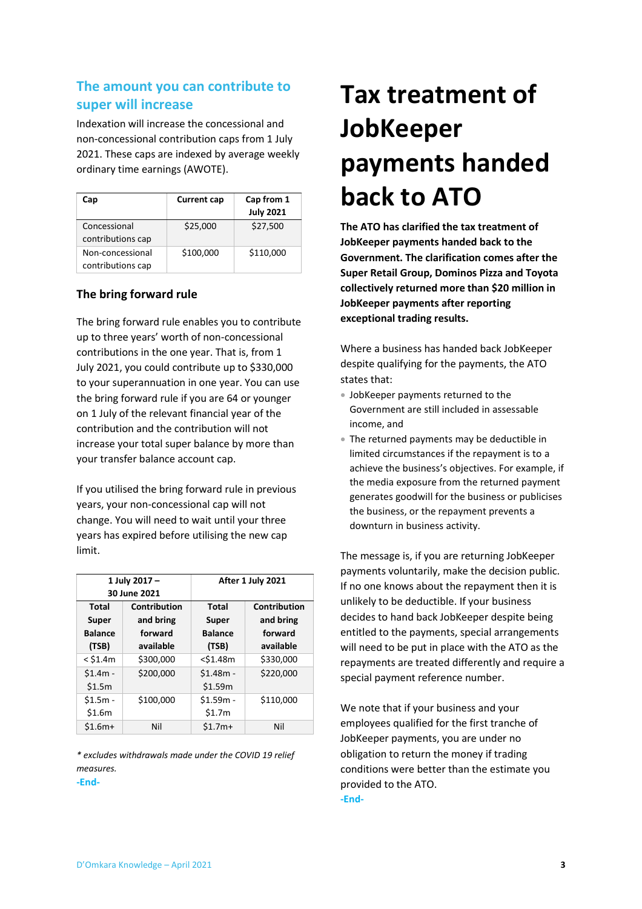## The amount you can contribute to super will increase

Indexation will increase the concessional and non-concessional contribution caps from 1 July 2021. These caps are indexed by average weekly ordinary time earnings (AWOTE).

| Cap | Current cap | Cap from 1 July 2021 |
|---|---|---|
| Concessional contributions cap | $25,000 | $27,500 |
| Non-concessional contributions cap | $100,000 | $110,000 |

### The bring forward rule

The bring forward rule enables you to contribute up to three years' worth of non-concessional contributions in the one year. That is, from 1 July 2021, you could contribute up to $330,000 to your superannuation in one year. You can use the bring forward rule if you are 64 or younger on 1 July of the relevant financial year of the contribution and the contribution will not increase your total super balance by more than your transfer balance account cap.

If you utilised the bring forward rule in previous years, your non-concessional cap will not change. You will need to wait until your three years has expired before utilising the new cap limit.

| 1 July 2017 – 30 June 2021 | | After 1 July 2021 | |
|---|---|---|---|
| Total Super Balance (TSB) | Contribution and bring forward available | Total Super Balance (TSB) | Contribution and bring forward available |
| < $1.4m | $300,000 | <$1.48m | $330,000 |
| $1.4m - $1.5m | $200,000 | $1.48m - $1.59m | $220,000 |
| $1.5m - $1.6m | $100,000 | $1.59m - $1.7m | $110,000 |
| $1.6m+ | Nil | $1.7m+ | Nil |

*\* excludes withdrawals made under the COVID 19 relief measures.*

-End-

# Tax treatment of JobKeeper payments handed back to ATO

**The ATO has clarified the tax treatment of JobKeeper payments handed back to the Government. The clarification comes after the Super Retail Group, Dominos Pizza and Toyota collectively returned more than $20 million in JobKeeper payments after reporting exceptional trading results.**

Where a business has handed back JobKeeper despite qualifying for the payments, the ATO states that:

- JobKeeper payments returned to the Government are still included in assessable income, and
- The returned payments may be deductible in limited circumstances if the repayment is to a achieve the business's objectives. For example, if the media exposure from the returned payment generates goodwill for the business or publicises the business, or the repayment prevents a downturn in business activity.

The message is, if you are returning JobKeeper payments voluntarily, make the decision public. If no one knows about the repayment then it is unlikely to be deductible. If your business decides to hand back JobKeeper despite being entitled to the payments, special arrangements will need to be put in place with the ATO as the repayments are treated differently and require a special payment reference number.

We note that if your business and your employees qualified for the first tranche of JobKeeper payments, you are under no obligation to return the money if trading conditions were better than the estimate you provided to the ATO.

-End-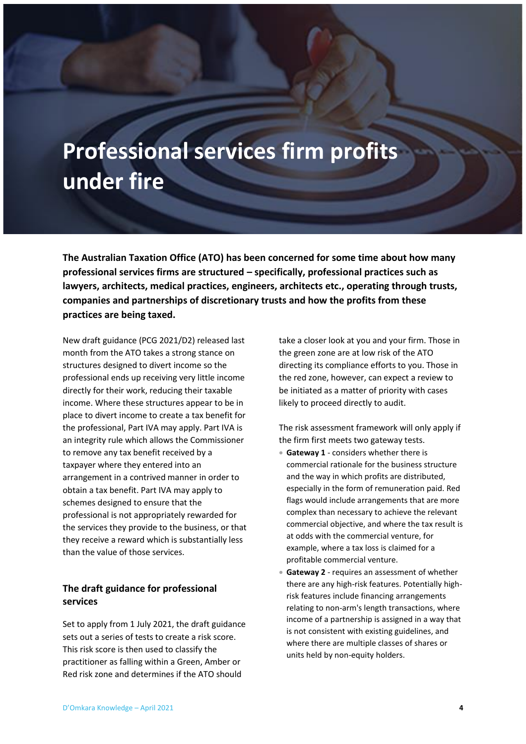# Professional services firm profits under fire

**The Australian Taxation Office (ATO) has been concerned for some time about how many professional services firms are structured – specifically, professional practices such as lawyers, architects, medical practices, engineers, architects etc., operating through trusts, companies and partnerships of discretionary trusts and how the profits from these practices are being taxed.**

New draft guidance (PCG 2021/D2) released last month from the ATO takes a strong stance on structures designed to divert income so the professional ends up receiving very little income directly for their work, reducing their taxable income. Where these structures appear to be in place to divert income to create a tax benefit for the professional, Part IVA may apply. Part IVA is an integrity rule which allows the Commissioner to remove any tax benefit received by a taxpayer where they entered into an arrangement in a contrived manner in order to obtain a tax benefit. Part IVA may apply to schemes designed to ensure that the professional is not appropriately rewarded for the services they provide to the business, or that they receive a reward which is substantially less than the value of those services.

## The draft guidance for professional services

Set to apply from 1 July 2021, the draft guidance sets out a series of tests to create a risk score. This risk score is then used to classify the practitioner as falling within a Green, Amber or Red risk zone and determines if the ATO should take a closer look at you and your firm. Those in the green zone are at low risk of the ATO directing its compliance efforts to you. Those in the red zone, however, can expect a review to be initiated as a matter of priority with cases likely to proceed directly to audit.

The risk assessment framework will only apply if the firm first meets two gateway tests.

- **Gateway 1** - considers whether there is commercial rationale for the business structure and the way in which profits are distributed, especially in the form of remuneration paid. Red flags would include arrangements that are more complex than necessary to achieve the relevant commercial objective, and where the tax result is at odds with the commercial venture, for example, where a tax loss is claimed for a profitable commercial venture.
- **Gateway 2** - requires an assessment of whether there are any high-risk features. Potentially high-risk features include financing arrangements relating to non-arm's length transactions, where income of a partnership is assigned in a way that is not consistent with existing guidelines, and where there are multiple classes of shares or units held by non-equity holders.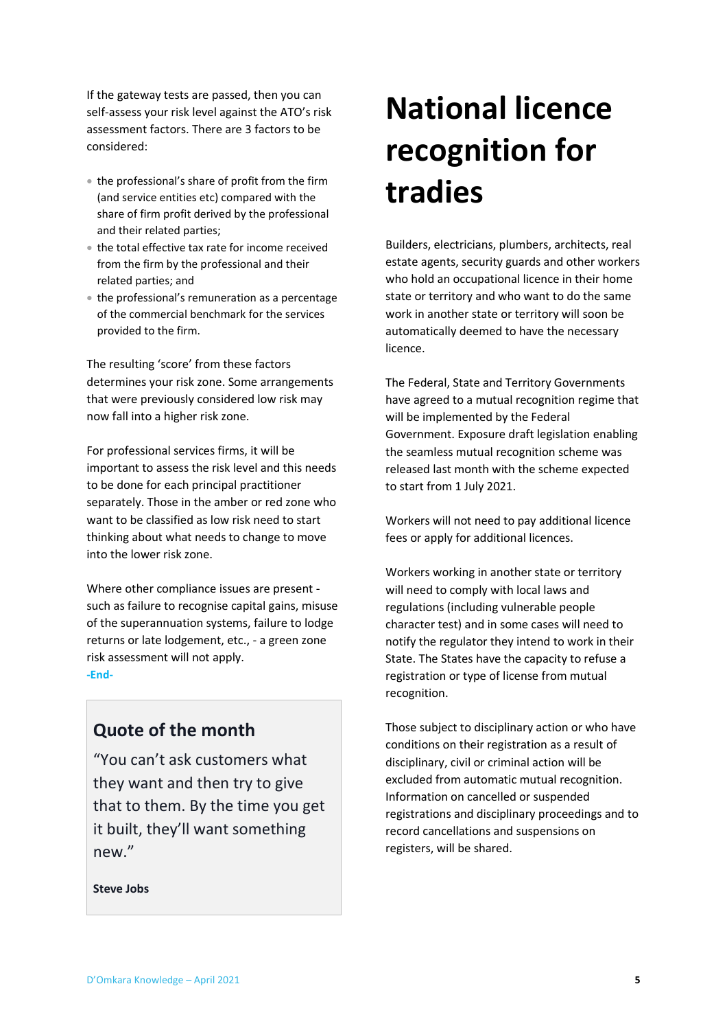If the gateway tests are passed, then you can self-assess your risk level against the ATO's risk assessment factors. There are 3 factors to be considered:

- the professional's share of profit from the firm (and service entities etc) compared with the share of firm profit derived by the professional and their related parties;
- the total effective tax rate for income received from the firm by the professional and their related parties; and
- the professional's remuneration as a percentage of the commercial benchmark for the services provided to the firm.

The resulting 'score' from these factors determines your risk zone. Some arrangements that were previously considered low risk may now fall into a higher risk zone.

For professional services firms, it will be important to assess the risk level and this needs to be done for each principal practitioner separately. Those in the amber or red zone who want to be classified as low risk need to start thinking about what needs to change to move into the lower risk zone.

Where other compliance issues are present - such as failure to recognise capital gains, misuse of the superannuation systems, failure to lodge returns or late lodgement, etc., - a green zone risk assessment will not apply.

**-End-**

## Quote of the month

"You can't ask customers what they want and then try to give that to them. By the time you get it built, they'll want something new."

**Steve Jobs**

# National licence recognition for tradies

Builders, electricians, plumbers, architects, real estate agents, security guards and other workers who hold an occupational licence in their home state or territory and who want to do the same work in another state or territory will soon be automatically deemed to have the necessary licence.

The Federal, State and Territory Governments have agreed to a mutual recognition regime that will be implemented by the Federal Government. Exposure draft legislation enabling the seamless mutual recognition scheme was released last month with the scheme expected to start from 1 July 2021.

Workers will not need to pay additional licence fees or apply for additional licences.

Workers working in another state or territory will need to comply with local laws and regulations (including vulnerable people character test) and in some cases will need to notify the regulator they intend to work in their State. The States have the capacity to refuse a registration or type of license from mutual recognition.

Those subject to disciplinary action or who have conditions on their registration as a result of disciplinary, civil or criminal action will be excluded from automatic mutual recognition. Information on cancelled or suspended registrations and disciplinary proceedings and to record cancellations and suspensions on registers, will be shared.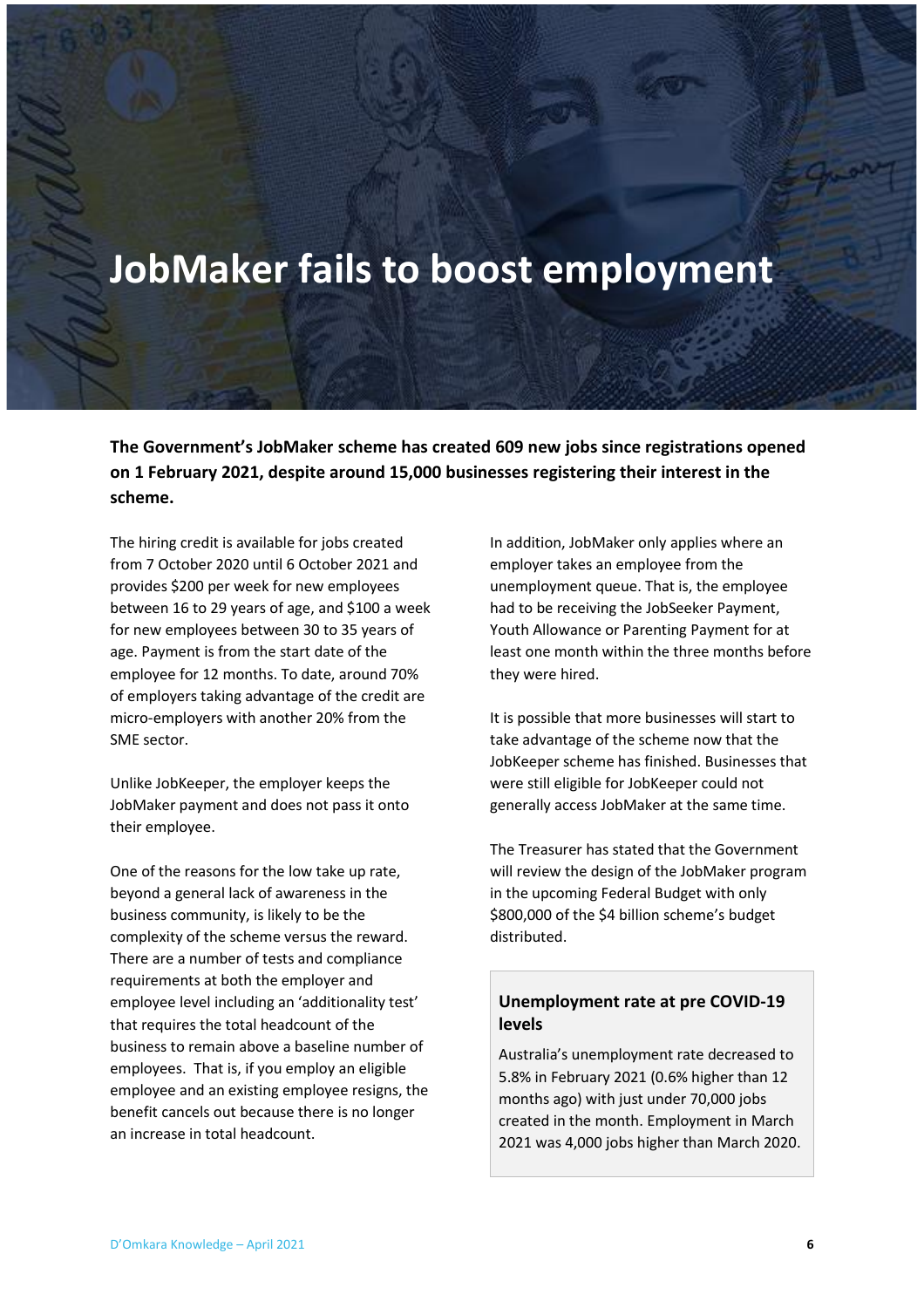# JobMaker fails to boost employment

**The Government's JobMaker scheme has created 609 new jobs since registrations opened on 1 February 2021, despite around 15,000 businesses registering their interest in the scheme.**

The hiring credit is available for jobs created from 7 October 2020 until 6 October 2021 and provides $200 per week for new employees between 16 to 29 years of age, and $100 a week for new employees between 30 to 35 years of age. Payment is from the start date of the employee for 12 months. To date, around 70% of employers taking advantage of the credit are micro-employers with another 20% from the SME sector.

Unlike JobKeeper, the employer keeps the JobMaker payment and does not pass it onto their employee.

One of the reasons for the low take up rate, beyond a general lack of awareness in the business community, is likely to be the complexity of the scheme versus the reward. There are a number of tests and compliance requirements at both the employer and employee level including an 'additionality test' that requires the total headcount of the business to remain above a baseline number of employees. That is, if you employ an eligible employee and an existing employee resigns, the benefit cancels out because there is no longer an increase in total headcount.

In addition, JobMaker only applies where an employer takes an employee from the unemployment queue. That is, the employee had to be receiving the JobSeeker Payment, Youth Allowance or Parenting Payment for at least one month within the three months before they were hired.

It is possible that more businesses will start to take advantage of the scheme now that the JobKeeper scheme has finished. Businesses that were still eligible for JobKeeper could not generally access JobMaker at the same time.

The Treasurer has stated that the Government will review the design of the JobMaker program in the upcoming Federal Budget with only $800,000 of the $4 billion scheme's budget distributed.

### Unemployment rate at pre COVID-19 levels

Australia's unemployment rate decreased to 5.8% in February 2021 (0.6% higher than 12 months ago) with just under 70,000 jobs created in the month. Employment in March 2021 was 4,000 jobs higher than March 2020.